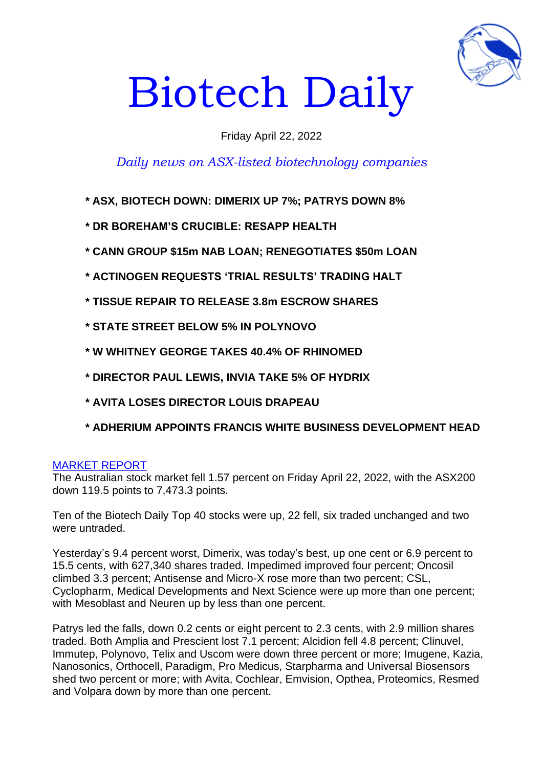# Biotech Daily

Friday April 22, 2022

*Daily news on ASX-listed biotechnology companies*

- **\* ASX, BIOTECH DOWN: DIMERIX UP 7%; PATRYS DOWN 8%**
- **\* DR BOREHAM'S CRUCIBLE: RESAPP HEALTH**
- **\* CANN GROUP $15m NAB LOAN; RENEGOTIATES $50m LOAN**
- **\* ACTINOGEN REQUESTS 'TRIAL RESULTS' TRADING HALT**
- **\* TISSUE REPAIR TO RELEASE 3.8m ESCROW SHARES**
- **\* STATE STREET BELOW 5% IN POLYNOVO**
- **\* W WHITNEY GEORGE TAKES 40.4% OF RHINOMED**
- **\* DIRECTOR PAUL LEWIS, INVIA TAKE 5% OF HYDRIX**
- **\* AVITA LOSES DIRECTOR LOUIS DRAPEAU**
- **\* ADHERIUM APPOINTS FRANCIS WHITE BUSINESS DEVELOPMENT HEAD**

## MARKET REPORT

The Australian stock market fell 1.57 percent on Friday April 22, 2022, with the ASX200 down 119.5 points to 7,473.3 points.

Ten of the Biotech Daily Top 40 stocks were up, 22 fell, six traded unchanged and two were untraded.

Yesterday's 9.4 percent worst, Dimerix, was today's best, up one cent or 6.9 percent to 15.5 cents, with 627,340 shares traded. Impedimed improved four percent; Oncosil climbed 3.3 percent; Antisense and Micro-X rose more than two percent; CSL, Cyclopharm, Medical Developments and Next Science were up more than one percent; with Mesoblast and Neuren up by less than one percent.

Patrys led the falls, down 0.2 cents or eight percent to 2.3 cents, with 2.9 million shares traded. Both Amplia and Prescient lost 7.1 percent; Alcidion fell 4.8 percent; Clinuvel, Immutep, Polynovo, Telix and Uscom were down three percent or more; Imugene, Kazia, Nanosonics, Orthocell, Paradigm, Pro Medicus, Starpharma and Universal Biosensors shed two percent or more; with Avita, Cochlear, Emvision, Opthea, Proteomics, Resmed and Volpara down by more than one percent.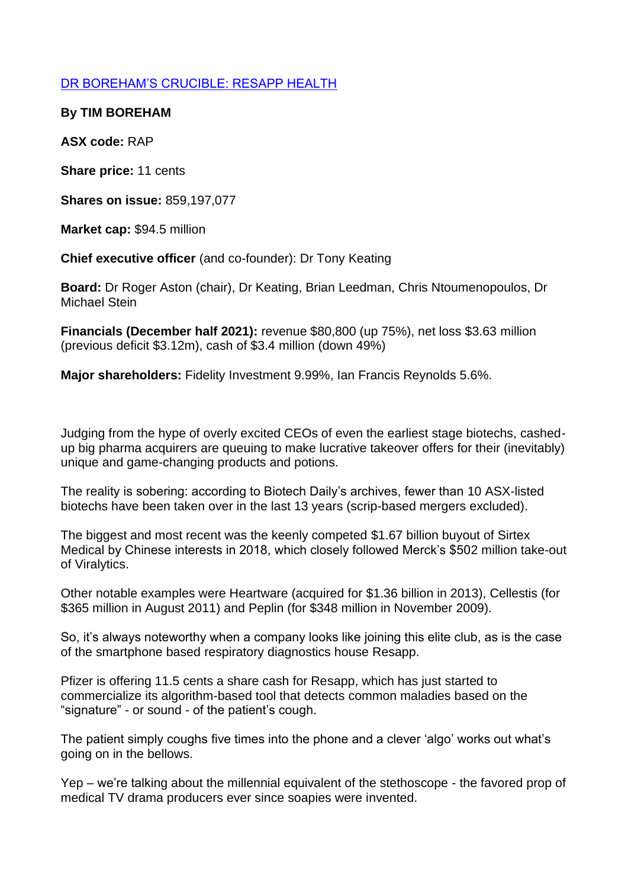[DR BOREHAM'S CRUCIBLE: RESAPP HEALTH]

**By TIM BOREHAM**

**ASX code:** RAP

**Share price:** 11 cents

**Shares on issue:** 859,197,077

**Market cap:** $94.5 million

**Chief executive officer** (and co-founder): Dr Tony Keating

**Board:** Dr Roger Aston (chair), Dr Keating, Brian Leedman, Chris Ntoumenopoulos, Dr Michael Stein

**Financials (December half 2021):** revenue $80,800 (up 75%), net loss $3.63 million (previous deficit $3.12m), cash of $3.4 million (down 49%)

**Major shareholders:** Fidelity Investment 9.99%, Ian Francis Reynolds 5.6%.

Judging from the hype of overly excited CEOs of even the earliest stage biotechs, cashed-up big pharma acquirers are queuing to make lucrative takeover offers for their (inevitably) unique and game-changing products and potions.

The reality is sobering: according to Biotech Daily's archives, fewer than 10 ASX-listed biotechs have been taken over in the last 13 years (scrip-based mergers excluded).

The biggest and most recent was the keenly competed $1.67 billion buyout of Sirtex Medical by Chinese interests in 2018, which closely followed Merck's $502 million take-out of Viralytics.

Other notable examples were Heartware (acquired for $1.36 billion in 2013), Cellestis (for $365 million in August 2011) and Peplin (for $348 million in November 2009).

So, it's always noteworthy when a company looks like joining this elite club, as is the case of the smartphone based respiratory diagnostics house Resapp.

Pfizer is offering 11.5 cents a share cash for Resapp, which has just started to commercialize its algorithm-based tool that detects common maladies based on the "signature" - or sound - of the patient's cough.

The patient simply coughs five times into the phone and a clever 'algo' works out what's going on in the bellows.

Yep – we're talking about the millennial equivalent of the stethoscope - the favored prop of medical TV drama producers ever since soapies were invented.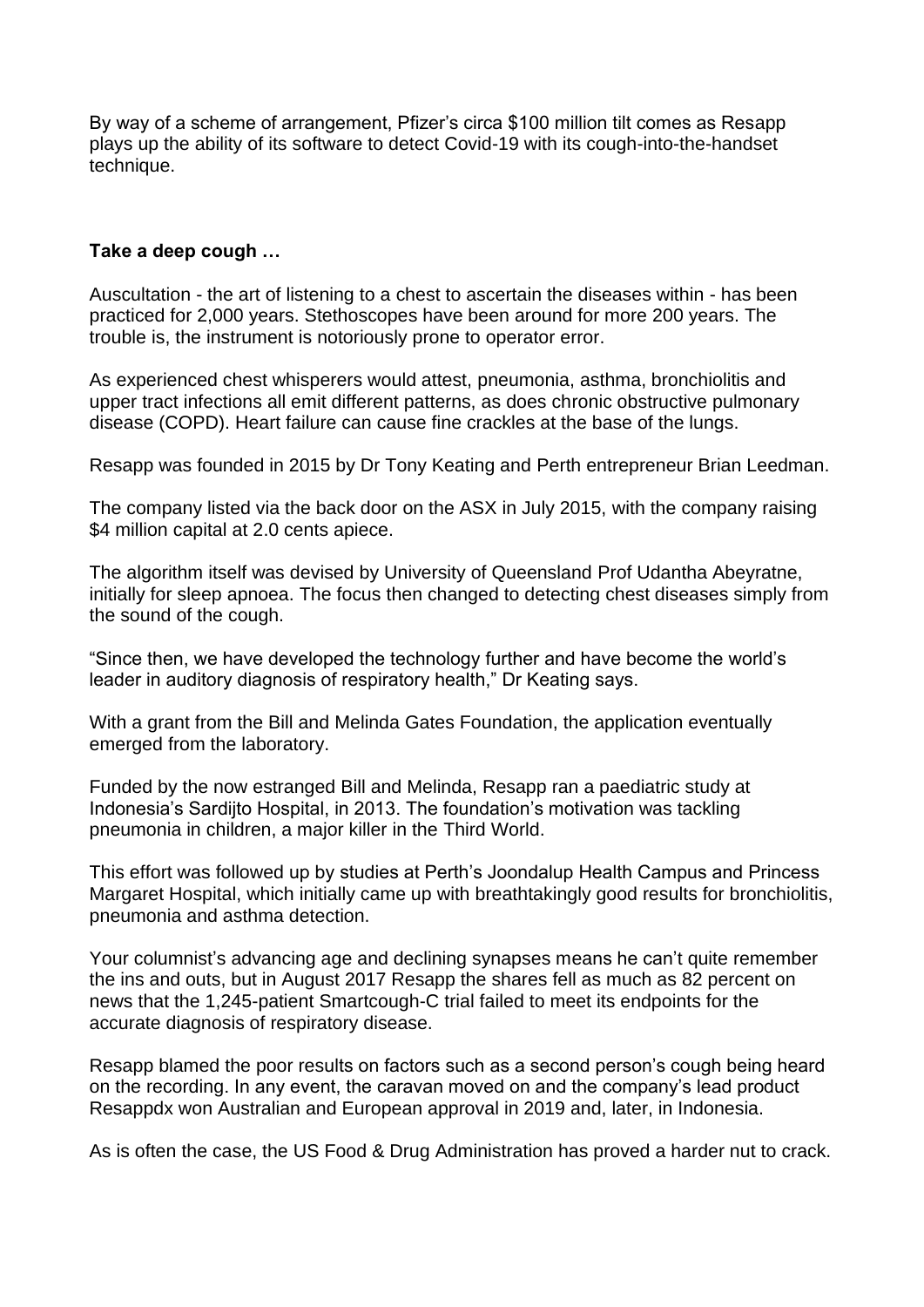By way of a scheme of arrangement, Pfizer's circa $100 million tilt comes as Resapp plays up the ability of its software to detect Covid-19 with its cough-into-the-handset technique.

**Take a deep cough …**

Auscultation - the art of listening to a chest to ascertain the diseases within - has been practiced for 2,000 years. Stethoscopes have been around for more 200 years. The trouble is, the instrument is notoriously prone to operator error.

As experienced chest whisperers would attest, pneumonia, asthma, bronchiolitis and upper tract infections all emit different patterns, as does chronic obstructive pulmonary disease (COPD). Heart failure can cause fine crackles at the base of the lungs.

Resapp was founded in 2015 by Dr Tony Keating and Perth entrepreneur Brian Leedman.

The company listed via the back door on the ASX in July 2015, with the company raising $4 million capital at 2.0 cents apiece.

The algorithm itself was devised by University of Queensland Prof Udantha Abeyratne, initially for sleep apnoea. The focus then changed to detecting chest diseases simply from the sound of the cough.

"Since then, we have developed the technology further and have become the world's leader in auditory diagnosis of respiratory health," Dr Keating says.

With a grant from the Bill and Melinda Gates Foundation, the application eventually emerged from the laboratory.

Funded by the now estranged Bill and Melinda, Resapp ran a paediatric study at Indonesia's Sardijto Hospital, in 2013. The foundation's motivation was tackling pneumonia in children, a major killer in the Third World.

This effort was followed up by studies at Perth's Joondalup Health Campus and Princess Margaret Hospital, which initially came up with breathtakingly good results for bronchiolitis, pneumonia and asthma detection.

Your columnist's advancing age and declining synapses means he can't quite remember the ins and outs, but in August 2017 Resapp the shares fell as much as 82 percent on news that the 1,245-patient Smartcough-C trial failed to meet its endpoints for the accurate diagnosis of respiratory disease.

Resapp blamed the poor results on factors such as a second person's cough being heard on the recording. In any event, the caravan moved on and the company's lead product Resappdx won Australian and European approval in 2019 and, later, in Indonesia.

As is often the case, the US Food & Drug Administration has proved a harder nut to crack.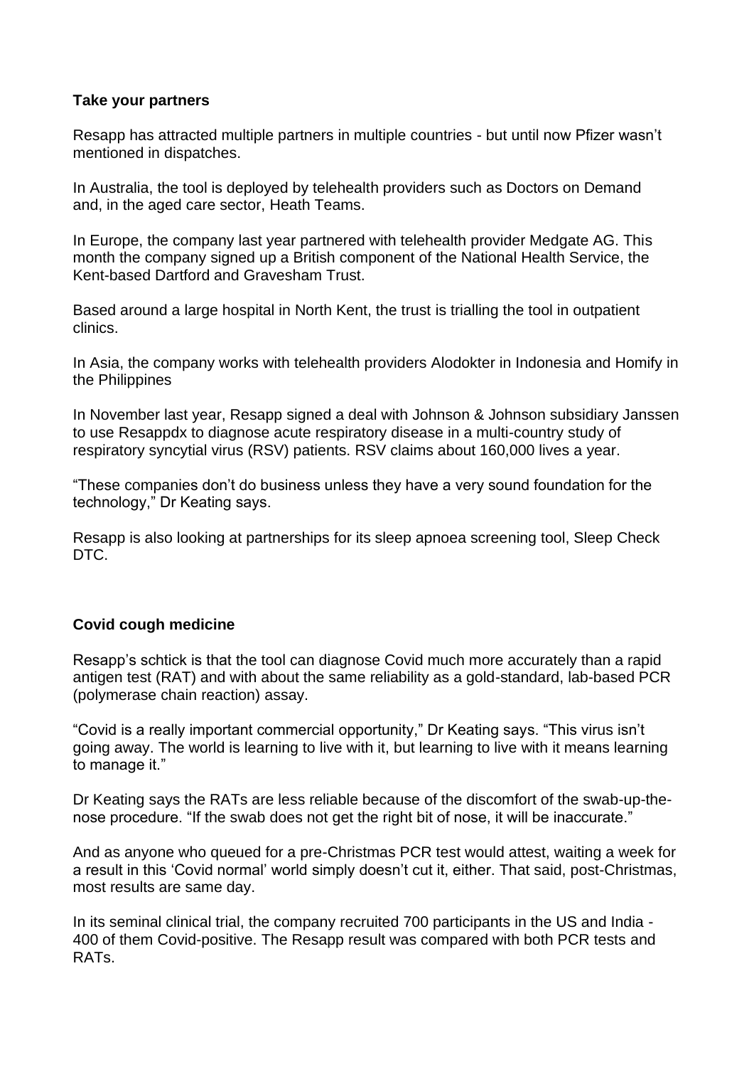**Take your partners**

Resapp has attracted multiple partners in multiple countries - but until now Pfizer wasn't mentioned in dispatches.

In Australia, the tool is deployed by telehealth providers such as Doctors on Demand and, in the aged care sector, Heath Teams.

In Europe, the company last year partnered with telehealth provider Medgate AG. This month the company signed up a British component of the National Health Service, the Kent-based Dartford and Gravesham Trust.

Based around a large hospital in North Kent, the trust is trialling the tool in outpatient clinics.

In Asia, the company works with telehealth providers Alodokter in Indonesia and Homify in the Philippines

In November last year, Resapp signed a deal with Johnson & Johnson subsidiary Janssen to use Resappdx to diagnose acute respiratory disease in a multi-country study of respiratory syncytial virus (RSV) patients. RSV claims about 160,000 lives a year.

"These companies don't do business unless they have a very sound foundation for the technology," Dr Keating says.

Resapp is also looking at partnerships for its sleep apnoea screening tool, Sleep Check DTC.

**Covid cough medicine**

Resapp's schtick is that the tool can diagnose Covid much more accurately than a rapid antigen test (RAT) and with about the same reliability as a gold-standard, lab-based PCR (polymerase chain reaction) assay.

"Covid is a really important commercial opportunity," Dr Keating says. "This virus isn't going away. The world is learning to live with it, but learning to live with it means learning to manage it."

Dr Keating says the RATs are less reliable because of the discomfort of the swab-up-the-nose procedure. "If the swab does not get the right bit of nose, it will be inaccurate."

And as anyone who queued for a pre-Christmas PCR test would attest, waiting a week for a result in this 'Covid normal' world simply doesn't cut it, either. That said, post-Christmas, most results are same day.

In its seminal clinical trial, the company recruited 700 participants in the US and India - 400 of them Covid-positive. The Resapp result was compared with both PCR tests and RATs.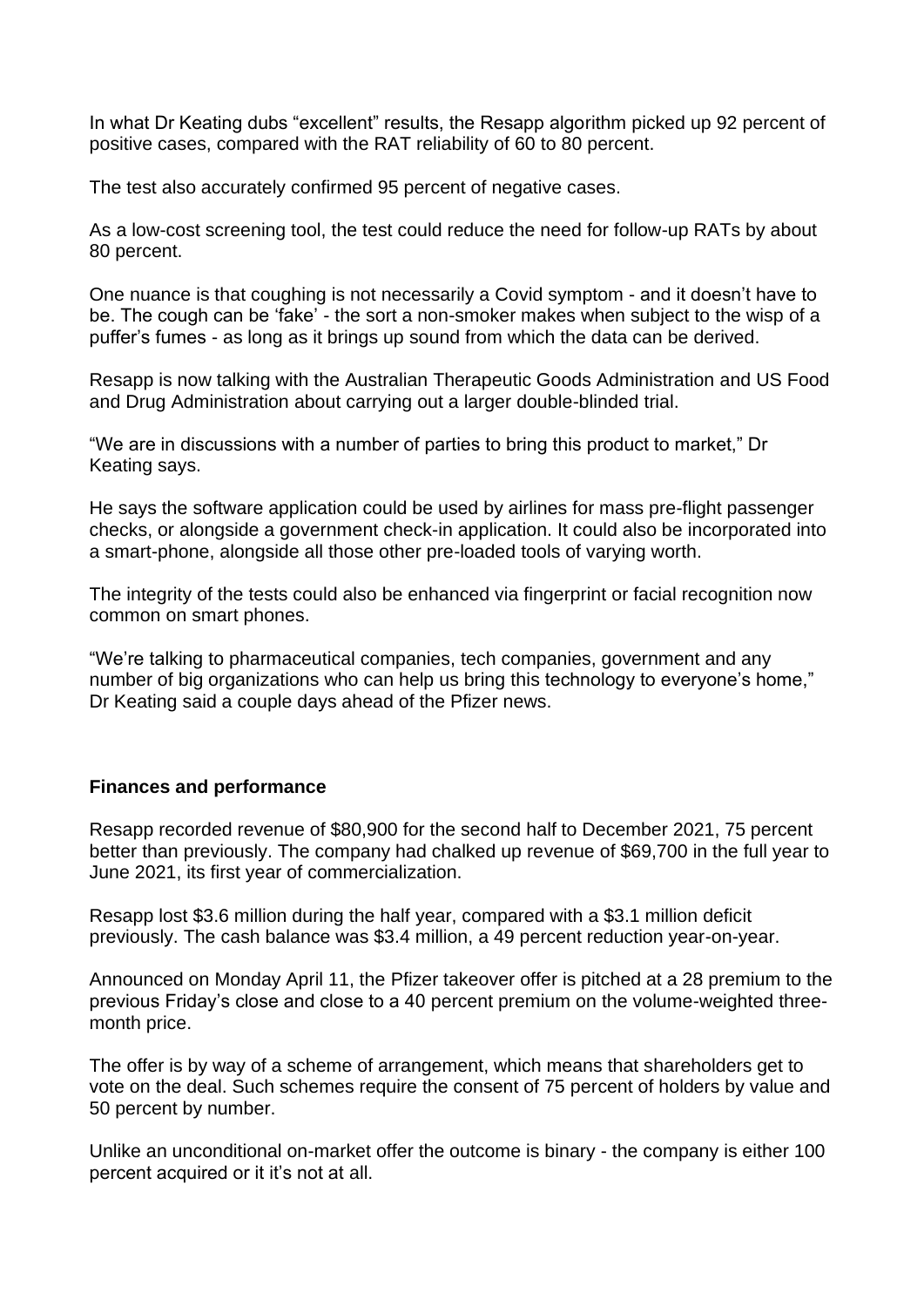In what Dr Keating dubs "excellent" results, the Resapp algorithm picked up 92 percent of positive cases, compared with the RAT reliability of 60 to 80 percent.

The test also accurately confirmed 95 percent of negative cases.

As a low-cost screening tool, the test could reduce the need for follow-up RATs by about 80 percent.

One nuance is that coughing is not necessarily a Covid symptom - and it doesn't have to be. The cough can be 'fake' - the sort a non-smoker makes when subject to the wisp of a puffer's fumes - as long as it brings up sound from which the data can be derived.

Resapp is now talking with the Australian Therapeutic Goods Administration and US Food and Drug Administration about carrying out a larger double-blinded trial.

"We are in discussions with a number of parties to bring this product to market," Dr Keating says.

He says the software application could be used by airlines for mass pre-flight passenger checks, or alongside a government check-in application. It could also be incorporated into a smart-phone, alongside all those other pre-loaded tools of varying worth.

The integrity of the tests could also be enhanced via fingerprint or facial recognition now common on smart phones.

"We're talking to pharmaceutical companies, tech companies, government and any number of big organizations who can help us bring this technology to everyone's home," Dr Keating said a couple days ahead of the Pfizer news.

**Finances and performance**

Resapp recorded revenue of $80,900 for the second half to December 2021, 75 percent better than previously. The company had chalked up revenue of $69,700 in the full year to June 2021, its first year of commercialization.

Resapp lost $3.6 million during the half year, compared with a $3.1 million deficit previously. The cash balance was $3.4 million, a 49 percent reduction year-on-year.

Announced on Monday April 11, the Pfizer takeover offer is pitched at a 28 premium to the previous Friday's close and close to a 40 percent premium on the volume-weighted three-month price.

The offer is by way of a scheme of arrangement, which means that shareholders get to vote on the deal. Such schemes require the consent of 75 percent of holders by value and 50 percent by number.

Unlike an unconditional on-market offer the outcome is binary - the company is either 100 percent acquired or it it's not at all.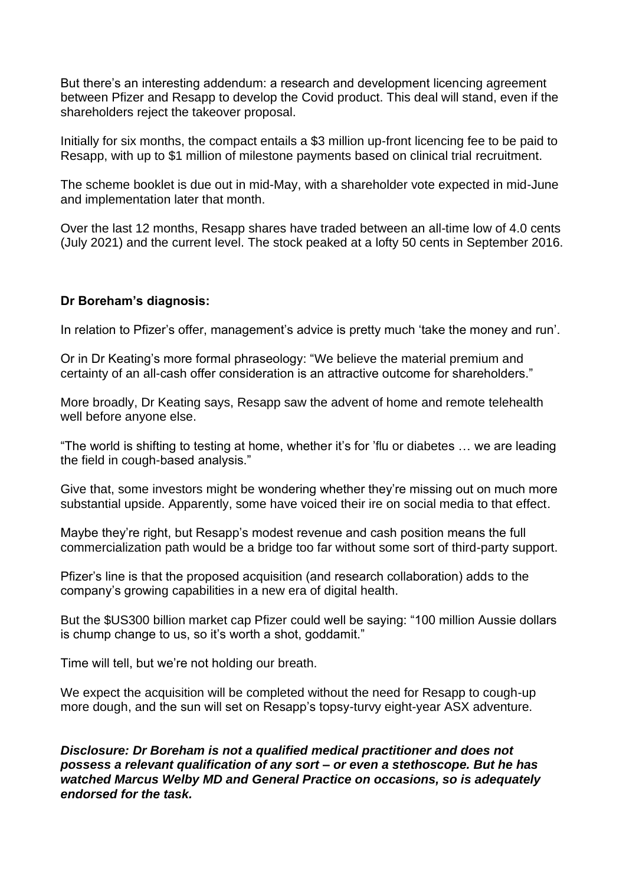But there's an interesting addendum: a research and development licencing agreement between Pfizer and Resapp to develop the Covid product. This deal will stand, even if the shareholders reject the takeover proposal.

Initially for six months, the compact entails a $3 million up-front licencing fee to be paid to Resapp, with up to $1 million of milestone payments based on clinical trial recruitment.

The scheme booklet is due out in mid-May, with a shareholder vote expected in mid-June and implementation later that month.

Over the last 12 months, Resapp shares have traded between an all-time low of 4.0 cents (July 2021) and the current level. The stock peaked at a lofty 50 cents in September 2016.

**Dr Boreham's diagnosis:**

In relation to Pfizer's offer, management's advice is pretty much 'take the money and run'.

Or in Dr Keating's more formal phraseology: "We believe the material premium and certainty of an all-cash offer consideration is an attractive outcome for shareholders."

More broadly, Dr Keating says, Resapp saw the advent of home and remote telehealth well before anyone else.

"The world is shifting to testing at home, whether it's for 'flu or diabetes … we are leading the field in cough-based analysis."

Give that, some investors might be wondering whether they're missing out on much more substantial upside. Apparently, some have voiced their ire on social media to that effect.

Maybe they're right, but Resapp's modest revenue and cash position means the full commercialization path would be a bridge too far without some sort of third-party support.

Pfizer's line is that the proposed acquisition (and research collaboration) adds to the company's growing capabilities in a new era of digital health.

But the $US300 billion market cap Pfizer could well be saying: "100 million Aussie dollars is chump change to us, so it's worth a shot, goddamit."

Time will tell, but we're not holding our breath.

We expect the acquisition will be completed without the need for Resapp to cough-up more dough, and the sun will set on Resapp's topsy-turvy eight-year ASX adventure.

***Disclosure: Dr Boreham is not a qualified medical practitioner and does not possess a relevant qualification of any sort – or even a stethoscope. But he has watched Marcus Welby MD and General Practice on occasions, so is adequately endorsed for the task.***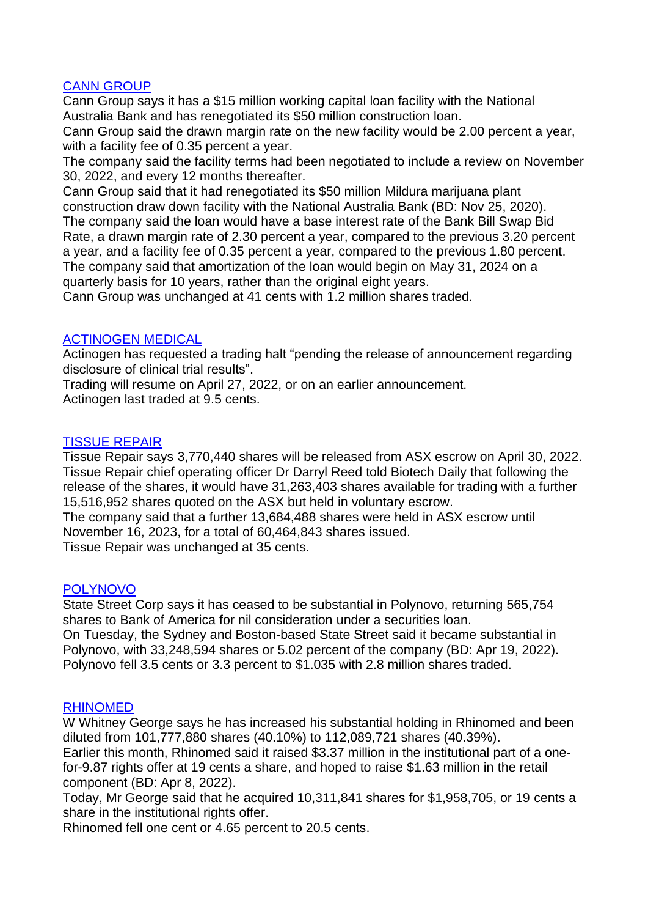## [CANN GROUP]

Cann Group says it has a $15 million working capital loan facility with the National Australia Bank and has renegotiated its $50 million construction loan.
Cann Group said the drawn margin rate on the new facility would be 2.00 percent a year, with a facility fee of 0.35 percent a year.
The company said the facility terms had been negotiated to include a review on November 30, 2022, and every 12 months thereafter.
Cann Group said that it had renegotiated its $50 million Mildura marijuana plant construction draw down facility with the National Australia Bank (BD: Nov 25, 2020).
The company said the loan would have a base interest rate of the Bank Bill Swap Bid Rate, a drawn margin rate of 2.30 percent a year, compared to the previous 3.20 percent a year, and a facility fee of 0.35 percent a year, compared to the previous 1.80 percent.
The company said that amortization of the loan would begin on May 31, 2024 on a quarterly basis for 10 years, rather than the original eight years.
Cann Group was unchanged at 41 cents with 1.2 million shares traded.

## [ACTINOGEN MEDICAL]

Actinogen has requested a trading halt "pending the release of announcement regarding disclosure of clinical trial results".
Trading will resume on April 27, 2022, or on an earlier announcement.
Actinogen last traded at 9.5 cents.

## [TISSUE REPAIR]

Tissue Repair says 3,770,440 shares will be released from ASX escrow on April 30, 2022.
Tissue Repair chief operating officer Dr Darryl Reed told Biotech Daily that following the release of the shares, it would have 31,263,403 shares available for trading with a further 15,516,952 shares quoted on the ASX but held in voluntary escrow.
The company said that a further 13,684,488 shares were held in ASX escrow until November 16, 2023, for a total of 60,464,843 shares issued.
Tissue Repair was unchanged at 35 cents.

## [POLYNOVO]

State Street Corp says it has ceased to be substantial in Polynovo, returning 565,754 shares to Bank of America for nil consideration under a securities loan.
On Tuesday, the Sydney and Boston-based State Street said it became substantial in Polynovo, with 33,248,594 shares or 5.02 percent of the company (BD: Apr 19, 2022).
Polynovo fell 3.5 cents or 3.3 percent to $1.035 with 2.8 million shares traded.

## [RHINOMED]

W Whitney George says he has increased his substantial holding in Rhinomed and been diluted from 101,777,880 shares (40.10%) to 112,089,721 shares (40.39%).
Earlier this month, Rhinomed said it raised $3.37 million in the institutional part of a one-for-9.87 rights offer at 19 cents a share, and hoped to raise $1.63 million in the retail component (BD: Apr 8, 2022).
Today, Mr George said that he acquired 10,311,841 shares for $1,958,705, or 19 cents a share in the institutional rights offer.
Rhinomed fell one cent or 4.65 percent to 20.5 cents.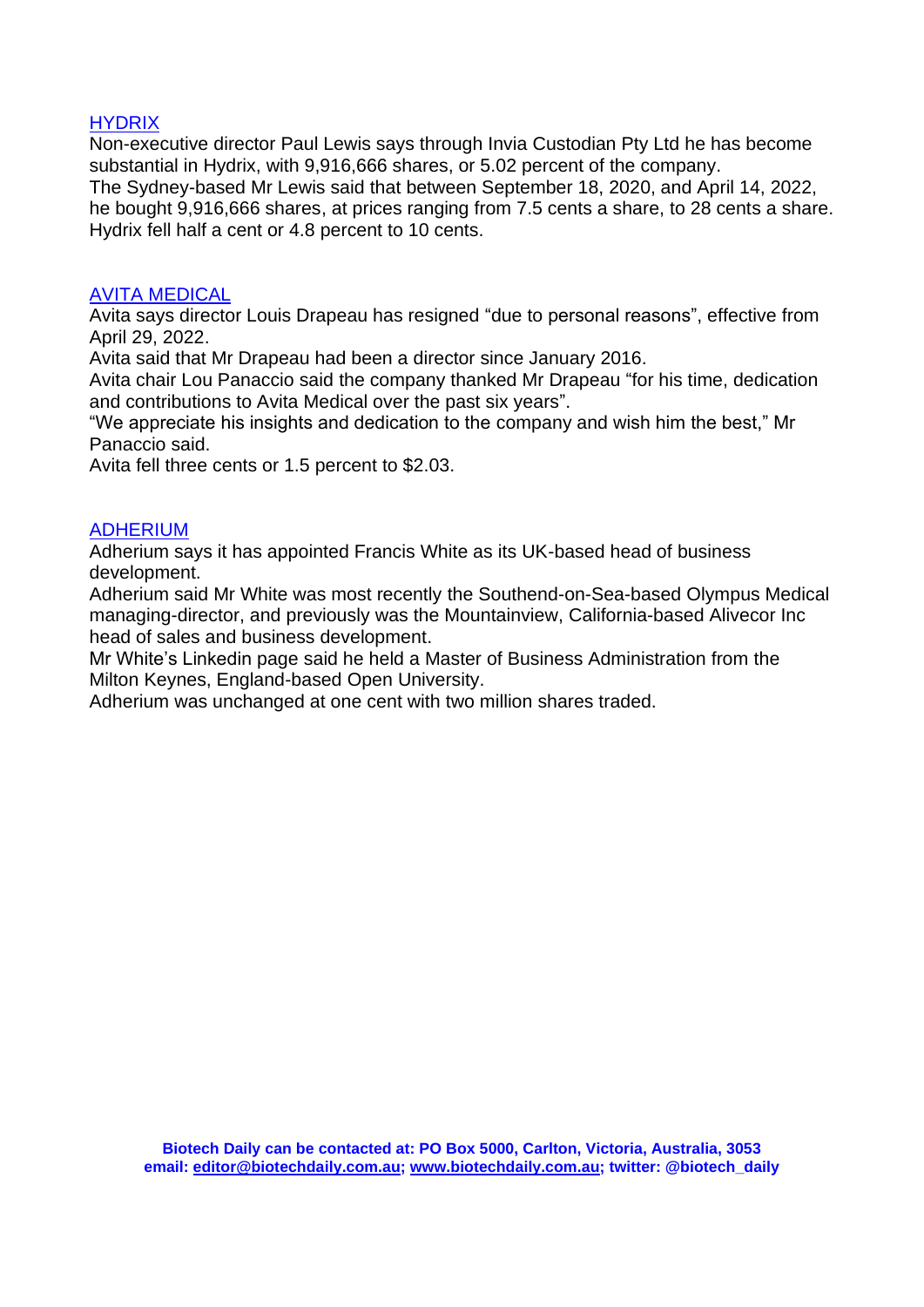## HYDRIX

Non-executive director Paul Lewis says through Invia Custodian Pty Ltd he has become substantial in Hydrix, with 9,916,666 shares, or 5.02 percent of the company.
The Sydney-based Mr Lewis said that between September 18, 2020, and April 14, 2022, he bought 9,916,666 shares, at prices ranging from 7.5 cents a share, to 28 cents a share.
Hydrix fell half a cent or 4.8 percent to 10 cents.

## AVITA MEDICAL

Avita says director Louis Drapeau has resigned "due to personal reasons", effective from April 29, 2022.
Avita said that Mr Drapeau had been a director since January 2016.
Avita chair Lou Panaccio said the company thanked Mr Drapeau "for his time, dedication and contributions to Avita Medical over the past six years".
"We appreciate his insights and dedication to the company and wish him the best," Mr Panaccio said.
Avita fell three cents or 1.5 percent to $2.03.

## ADHERIUM

Adherium says it has appointed Francis White as its UK-based head of business development.
Adherium said Mr White was most recently the Southend-on-Sea-based Olympus Medical managing-director, and previously was the Mountainview, California-based Alivecor Inc head of sales and business development.
Mr White's Linkedin page said he held a Master of Business Administration from the Milton Keynes, England-based Open University.
Adherium was unchanged at one cent with two million shares traded.

**Biotech Daily can be contacted at: PO Box 5000, Carlton, Victoria, Australia, 3053**
**email: editor@biotechdaily.com.au; www.biotechdaily.com.au; twitter: @biotech_daily**